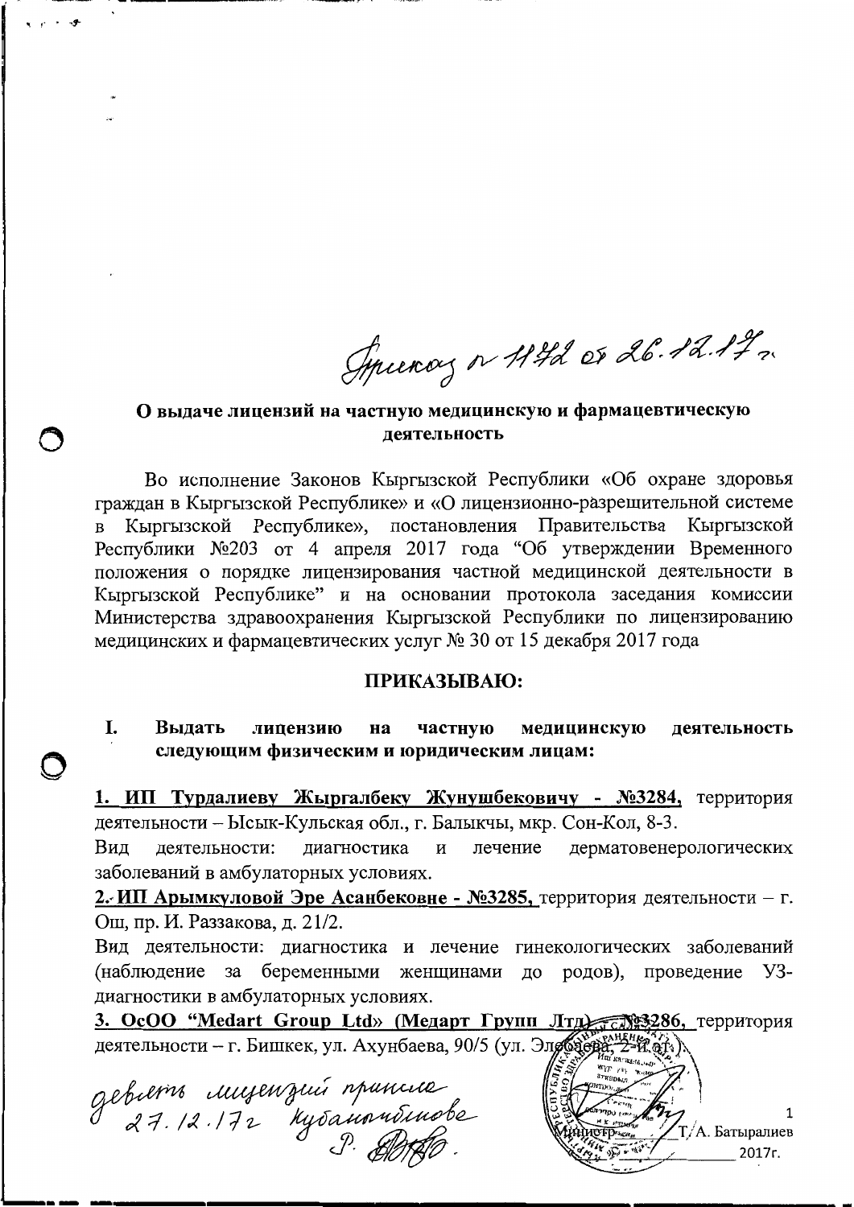Приказ № 1142 от 26.12.17 г.

## О выдаче лицензий на частную медицинскую и фармацевтическую деятельность

Во исполнение Законов Кыргызской Республики «Об охране здоровья граждан в Кыргызской Республике» и «О лицензионно-разрешительной системе в Кыргызской Республике», постановления Правительства Кыргызской Республики №203 от 4 апреля 2017 года "Об утверждении Временного положения о порядке лицензирования частной медицинской деятельности в Кыргызской Республике" и на основании протокола заседания комиссии Министерства здравоохранения Кыргызской Республики по лицензированию медицинских и фармацевтических услуг № 30 от 15 декабря 2017 года

**ПРИКАЗЫВАЮ:**

**I. Выдать лицензию на частную медицинскую деятельность следующим физическим и юридическим лицам:**

**1. ИП Турдалиеву Жыргалбеку Жунушбековичу - №3284,** территория деятельности – Ысык-Кульская обл., г. Балыкчы, мкр. Сон-Кол, 8-3.

Вид деятельности: диагностика и лечение дерматовенерологических заболеваний в амбулаторных условиях.

**2. ИП Арымкуловой Эре Асанбековне - №3285,** территория деятельности – г. Ош, пр. И. Раззакова, д. 21/2.

Вид деятельности: диагностика и лечение гинекологических заболеваний (наблюдение за беременными женщинами до родов), проведение УЗ-диагностики в амбулаторных условиях.

**3. ОсОО "Medart Group Ltd» (Медарт Групп Лтд) - №3286,** территория деятельности – г. Бишкек, ул. Ахунбаева, 90/5 (ул. Элебаева, 2-й эт.)

девять лицензий приняла 27.12.17г Кубанычбекова

Т. А. Батыралиев

2017г.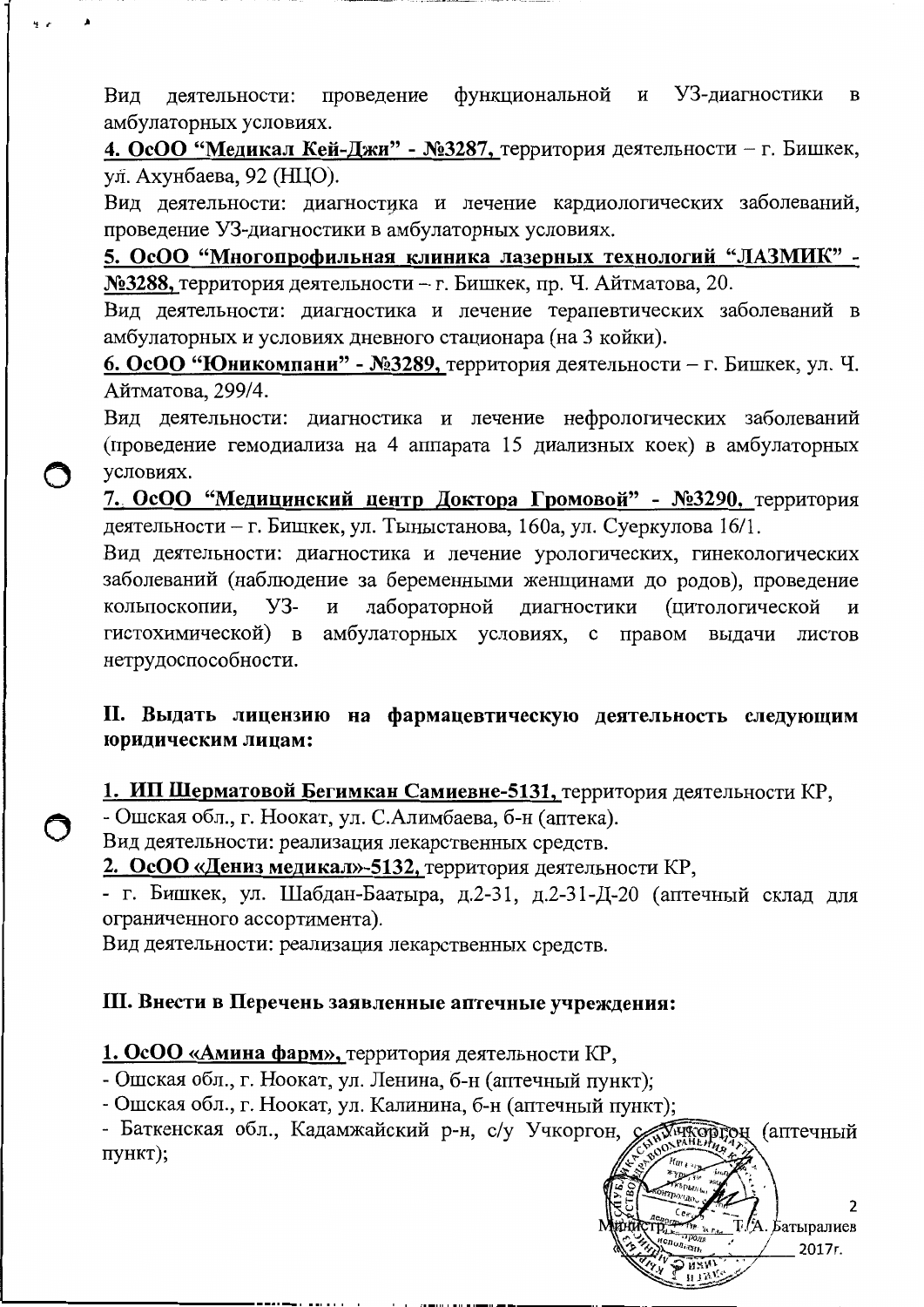Вид деятельности: проведение функциональной и УЗ-диагностики в амбулаторных условиях.

**4. ОсОО "Медикал Кей-Джи" - №3287,** территория деятельности – г. Бишкек, ул. Ахунбаева, 92 (НЦО).

Вид деятельности: диагностика и лечение кардиологических заболеваний, проведение УЗ-диагностики в амбулаторных условиях.

**5. ОсОО "Многопрофильная клиника лазерных технологий "ЛАЗМИК" - №3288,** территория деятельности – г. Бишкек, пр. Ч. Айтматова, 20.

Вид деятельности: диагностика и лечение терапевтических заболеваний в амбулаторных и условиях дневного стационара (на 3 койки).

**6. ОсОО "Юникомпани" - №3289,** территория деятельности – г. Бишкек, ул. Ч. Айтматова, 299/4.

Вид деятельности: диагностика и лечение нефрологических заболеваний (проведение гемодиализа на 4 аппарата 15 диализных коек) в амбулаторных условиях.

**7. ОсОО "Медицинский центр Доктора Громовой" - №3290,** территория деятельности – г. Бишкек, ул. Тыныстанова, 160а, ул. Суеркулова 16/1.

Вид деятельности: диагностика и лечение урологических, гинекологических заболеваний (наблюдение за беременными женщинами до родов), проведение кольпоскопии, УЗ- и лабораторной диагностики (цитологической и гистохимической) в амбулаторных условиях, с правом выдачи листов нетрудоспособности.

**II. Выдать лицензию на фармацевтическую деятельность следующим юридическим лицам:**

**1. ИП Шерматовой Бегимкан Самиевне-5131,** территория деятельности КР,

- Ошская обл., г. Ноокат, ул. С.Алимбаева, б-н (аптека).

Вид деятельности: реализация лекарственных средств.

**2. ОсОО «Дениз медикал»-5132,** территория деятельности КР,

- г. Бишкек, ул. Шабдан-Баатыра, д.2-31, д.2-31-Д-20 (аптечный склад для ограниченного ассортимента).

Вид деятельности: реализация лекарственных средств.

**III. Внести в Перечень заявленные аптечные учреждения:**

**1. ОсОО «Амина фарм»,** территория деятельности КР,

- Ошская обл., г. Ноокат, ул. Ленина, б-н (аптечный пункт);
- Ошская обл., г. Ноокат, ул. Калинина, б-н (аптечный пункт);
- Баткенская обл., Кадамжайский р-н, с/у Учкоргон, с. Учкоргон (аптечный пункт);

Министр _______ Т.А. Батыралиев

«___» ________ 2017г.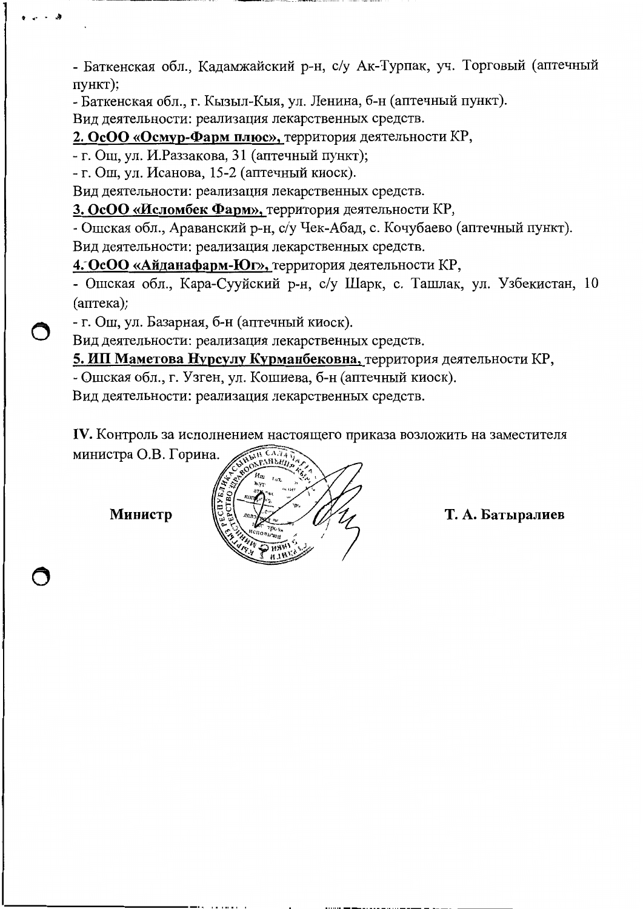- Баткенская обл., Кадамжайский р-н, с/у Ак-Турпак, уч. Торговый (аптечный пункт);

- Баткенская обл., г. Кызыл-Кыя, ул. Ленина, б-н (аптечный пункт).

Вид деятельности: реализация лекарственных средств.

**<u>2. ОсОО «Осмур-Фарм плюс»,</u>** территория деятельности КР,

- г. Ош, ул. И.Раззакова, 31 (аптечный пункт);

- г. Ош, ул. Исанова, 15-2 (аптечный киоск).

Вид деятельности: реализация лекарственных средств.

**<u>3. ОсОО «Исломбек Фарм»,</u>** территория деятельности КР,

- Ошская обл., Араванский р-н, с/у Чек-Абад, с. Кочубаево (аптечный пункт).

Вид деятельности: реализация лекарственных средств.

**<u>4. ОсОО «Айданафарм-Юг»,</u>** территория деятельности КР,

- Ошская обл., Кара-Сууйский р-н, с/у Шарк, с. Ташлак, ул. Узбекистан, 10 (аптека);

- г. Ош, ул. Базарная, б-н (аптечный киоск).

Вид деятельности: реализация лекарственных средств.

**<u>5. ИП Маметова Нурсулу Курманбековна,</u>** территория деятельности КР,

- Ошская обл., г. Узген, ул. Кошиева, б-н (аптечный киоск).

Вид деятельности: реализация лекарственных средств.

IV. Контроль за исполнением настоящего приказа возложить на заместителя министра О.В. Горина.

**Министр** **Т. А. Батыралиев**